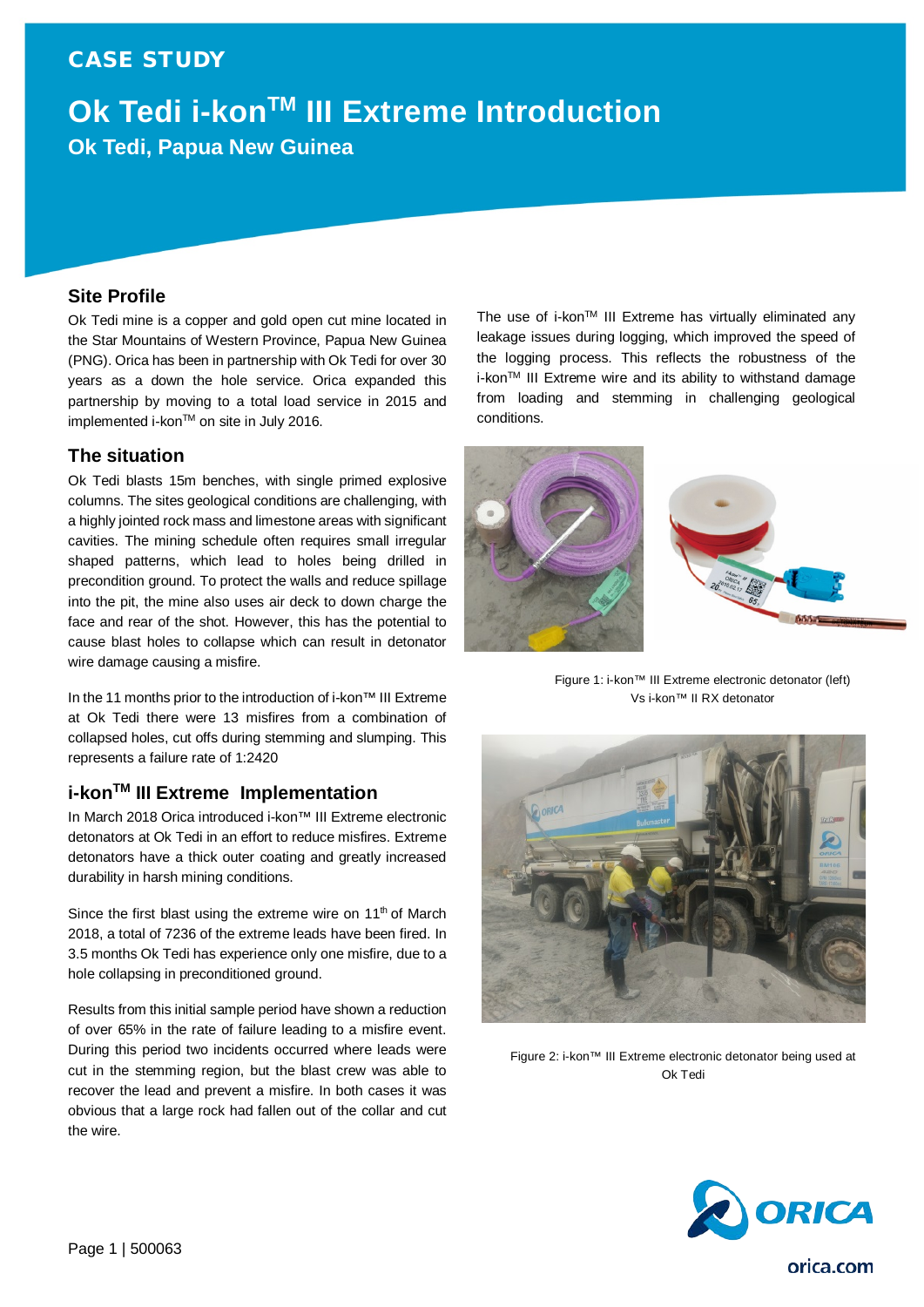CASE STUDY

# Ok Tedi i-kon™ III Extreme Introduction

## Ok Tedi, Papua New Guinea

### Site Profile

Ok Tedi mine is a copper and gold open cut mine located in the Star Mountains of Western Province, Papua New Guinea (PNG). Orica has been in partnership with Ok Tedi for over 30 years as a down the hole service. Orica expanded this partnership by moving to a total load service in 2015 and implemented i-kon™ on site in July 2016.

### The situation

Ok Tedi blasts 15m benches, with single primed explosive columns. The sites geological conditions are challenging, with a highly jointed rock mass and limestone areas with significant cavities. The mining schedule often requires small irregular shaped patterns, which lead to holes being drilled in precondition ground. To protect the walls and reduce spillage into the pit, the mine also uses air deck to down charge the face and rear of the shot. However, this has the potential to cause blast holes to collapse which can result in detonator wire damage causing a misfire.

In the 11 months prior to the introduction of i-kon™ III Extreme at Ok Tedi there were 13 misfires from a combination of collapsed holes, cut offs during stemming and slumping. This represents a failure rate of 1:2420

### i-kon™ III Extreme Implementation

In March 2018 Orica introduced i-kon™ III Extreme electronic detonators at Ok Tedi in an effort to reduce misfires. Extreme detonators have a thick outer coating and greatly increased durability in harsh mining conditions.

Since the first blast using the extreme wire on 11th of March 2018, a total of 7236 of the extreme leads have been fired. In 3.5 months Ok Tedi has experience only one misfire, due to a hole collapsing in preconditioned ground.

Results from this initial sample period have shown a reduction of over 65% in the rate of failure leading to a misfire event. During this period two incidents occurred where leads were cut in the stemming region, but the blast crew was able to recover the lead and prevent a misfire. In both cases it was obvious that a large rock had fallen out of the collar and cut the wire.

The use of i-kon™ III Extreme has virtually eliminated any leakage issues during logging, which improved the speed of the logging process. This reflects the robustness of the i-kon™ III Extreme wire and its ability to withstand damage from loading and stemming in challenging geological conditions.

Figure 1: i-kon™ III Extreme electronic detonator (left) Vs i-kon™ II RX detonator

Figure 2: i-kon™ III Extreme electronic detonator being used at Ok Tedi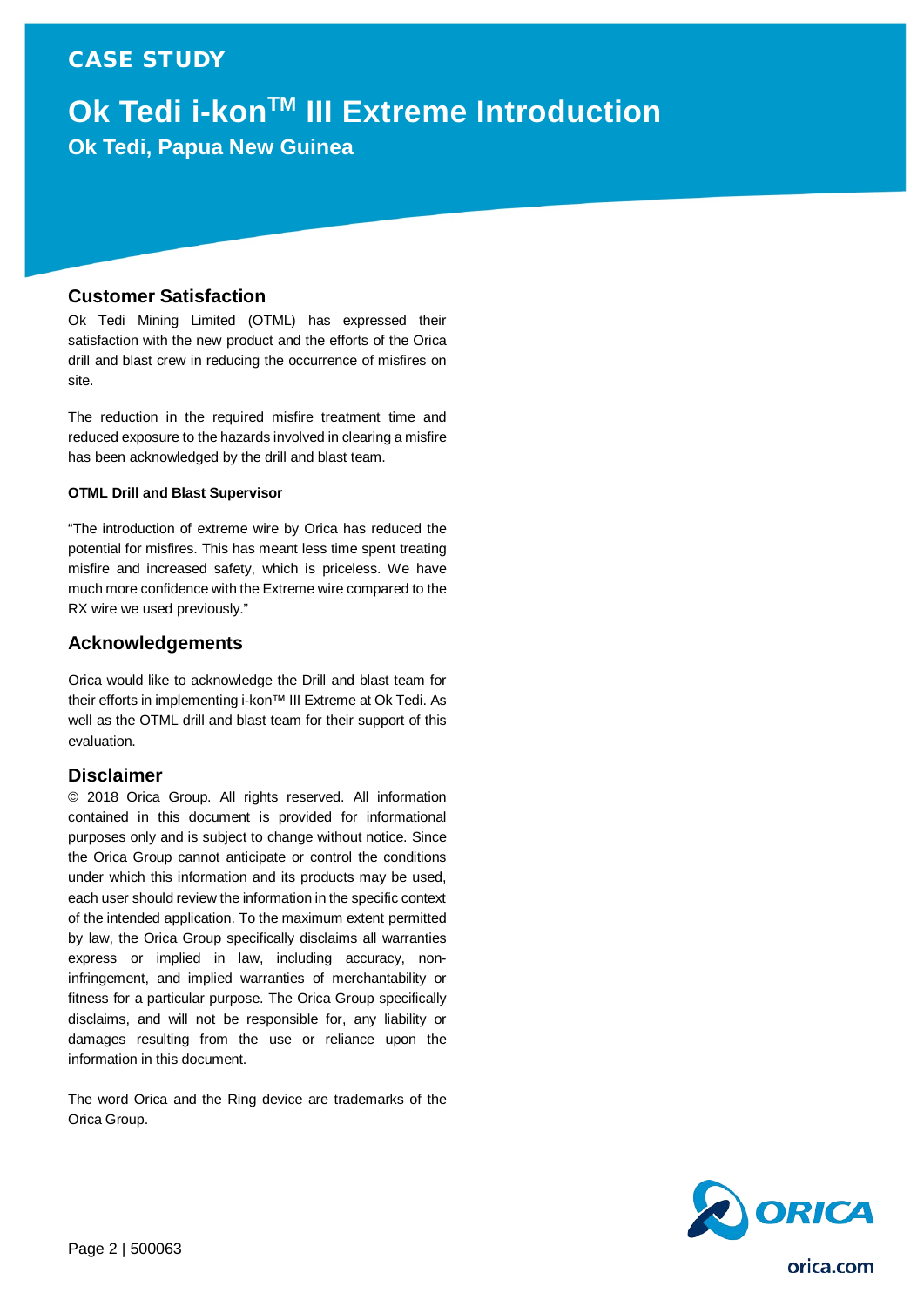CASE STUDY

# Ok Tedi i-kon™ III Extreme Introduction

## Ok Tedi, Papua New Guinea

### Customer Satisfaction

Ok Tedi Mining Limited (OTML) has expressed their satisfaction with the new product and the efforts of the Orica drill and blast crew in reducing the occurrence of misfires on site.

The reduction in the required misfire treatment time and reduced exposure to the hazards involved in clearing a misfire has been acknowledged by the drill and blast team.

**OTML Drill and Blast Supervisor**

"The introduction of extreme wire by Orica has reduced the potential for misfires. This has meant less time spent treating misfire and increased safety, which is priceless. We have much more confidence with the Extreme wire compared to the RX wire we used previously."

### Acknowledgements

Orica would like to acknowledge the Drill and blast team for their efforts in implementing i-kon™ III Extreme at Ok Tedi. As well as the OTML drill and blast team for their support of this evaluation.

### Disclaimer

© 2018 Orica Group. All rights reserved. All information contained in this document is provided for informational purposes only and is subject to change without notice. Since the Orica Group cannot anticipate or control the conditions under which this information and its products may be used, each user should review the information in the specific context of the intended application. To the maximum extent permitted by law, the Orica Group specifically disclaims all warranties express or implied in law, including accuracy, non-infringement, and implied warranties of merchantability or fitness for a particular purpose. The Orica Group specifically disclaims, and will not be responsible for, any liability or damages resulting from the use or reliance upon the information in this document.

The word Orica and the Ring device are trademarks of the Orica Group.

Page 2 | 500063

orica.com